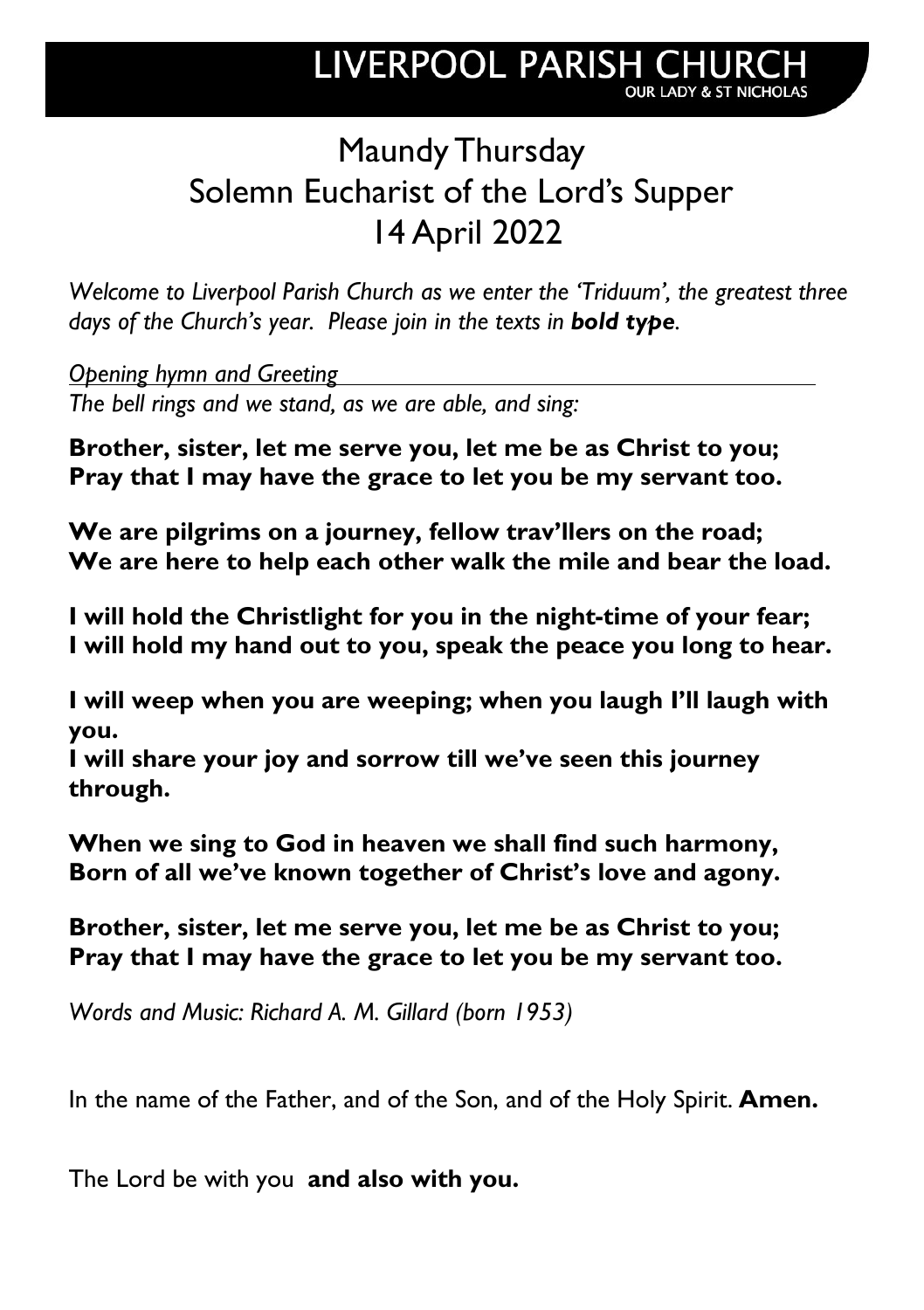# LIVERPOOL PARISH CHURCH
OUR LADY & ST NICHOLAS

## Maundy Thursday
## Solemn Eucharist of the Lord's Supper
## 14 April 2022

*Welcome to Liverpool Parish Church as we enter the 'Triduum', the greatest three days of the Church's year. Please join in the texts in **bold type**.*

*Opening hymn and Greeting*

*The bell rings and we stand, as we are able, and sing:*

**Brother, sister, let me serve you, let me be as Christ to you;**
**Pray that I may have the grace to let you be my servant too.**

**We are pilgrims on a journey, fellow trav'llers on the road;**
**We are here to help each other walk the mile and bear the load.**

**I will hold the Christlight for you in the night-time of your fear;**
**I will hold my hand out to you, speak the peace you long to hear.**

**I will weep when you are weeping; when you laugh I'll laugh with you.**
**I will share your joy and sorrow till we've seen this journey through.**

**When we sing to God in heaven we shall find such harmony,**
**Born of all we've known together of Christ's love and agony.**

**Brother, sister, let me serve you, let me be as Christ to you;**
**Pray that I may have the grace to let you be my servant too.**

*Words and Music: Richard A. M. Gillard (born 1953)*

In the name of the Father, and of the Son, and of the Holy Spirit. **Amen.**

The Lord be with you **and also with you.**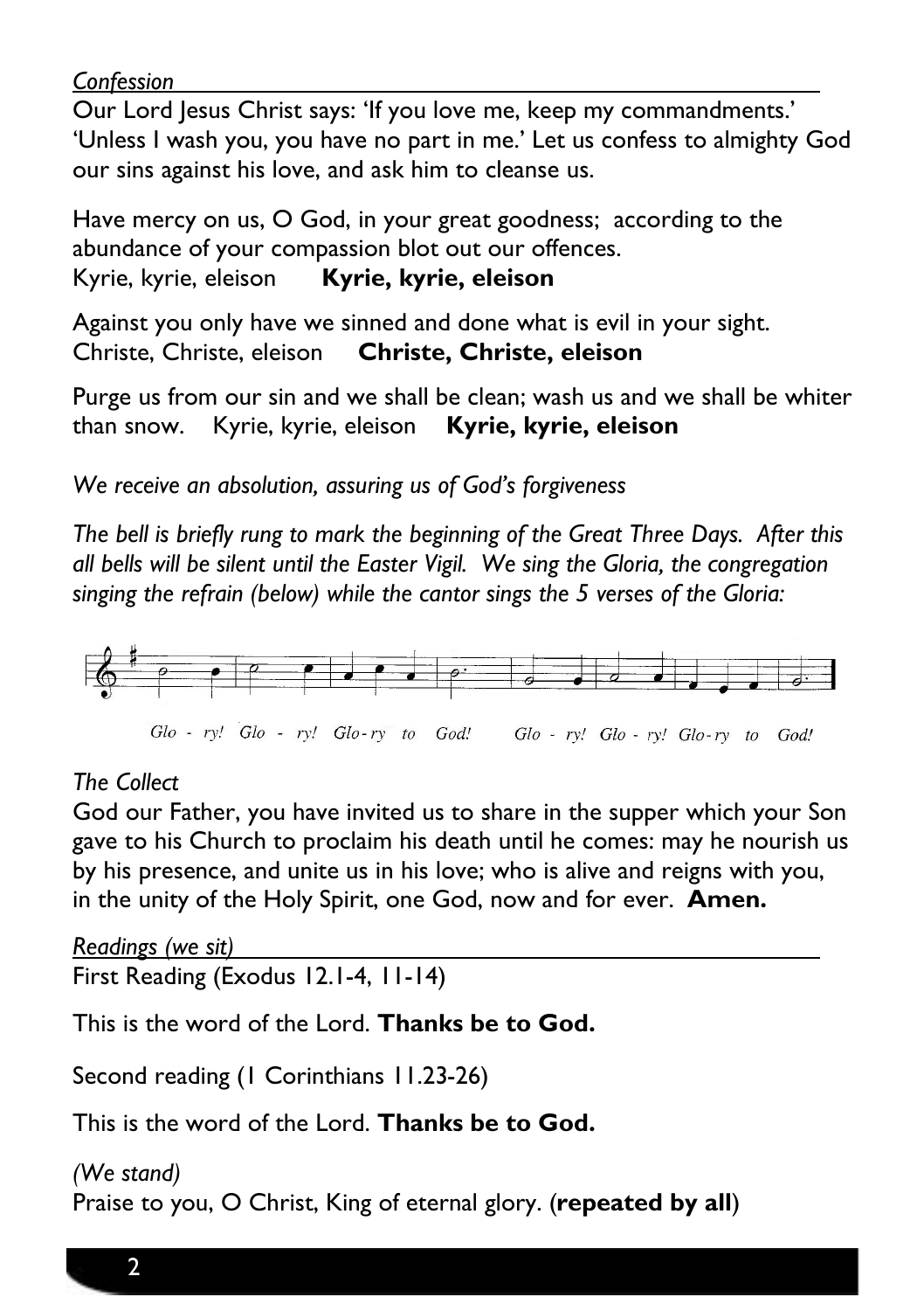*Confession*

Our Lord Jesus Christ says: 'If you love me, keep my commandments.' 'Unless I wash you, you have no part in me.' Let us confess to almighty God our sins against his love, and ask him to cleanse us.

Have mercy on us, O God, in your great goodness; according to the abundance of your compassion blot out our offences.
Kyrie, kyrie, eleison **Kyrie, kyrie, eleison**

Against you only have we sinned and done what is evil in your sight.
Christe, Christe, eleison **Christe, Christe, eleison**

Purge us from our sin and we shall be clean; wash us and we shall be whiter than snow. Kyrie, kyrie, eleison **Kyrie, kyrie, eleison**

*We receive an absolution, assuring us of God's forgiveness*

*The bell is briefly rung to mark the beginning of the Great Three Days. After this all bells will be silent until the Easter Vigil. We sing the Gloria, the congregation singing the refrain (below) while the cantor sings the 5 verses of the Gloria:*

*Glo - ry! Glo - ry! Glo-ry to God! Glo - ry! Glo - ry! Glo-ry to God!*

*The Collect*

God our Father, you have invited us to share in the supper which your Son gave to his Church to proclaim his death until he comes: may he nourish us by his presence, and unite us in his love; who is alive and reigns with you, in the unity of the Holy Spirit, one God, now and for ever. **Amen.**

*Readings (we sit)*

First Reading (Exodus 12.1-4, 11-14)

This is the word of the Lord. **Thanks be to God.**

Second reading (1 Corinthians 11.23-26)

This is the word of the Lord. **Thanks be to God.**

*(We stand)*

Praise to you, O Christ, King of eternal glory. (**repeated by all**)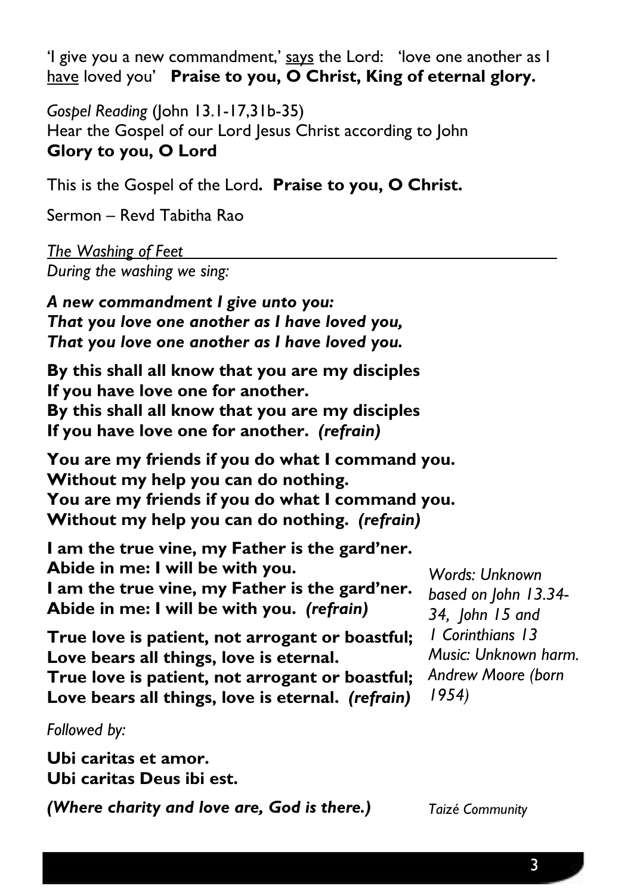'I give you a new commandment,' <u>says</u> the Lord: 'love one another as I <u>have</u> loved you' **Praise to you, O Christ, King of eternal glory.**

*Gospel Reading* (John 13.1-17,31b-35)
Hear the Gospel of our Lord Jesus Christ according to John
**Glory to you, O Lord**

This is the Gospel of the Lord**. Praise to you, O Christ.**

Sermon – Revd Tabitha Rao

*The Washing of Feet*
*During the washing we sing:*

***A new commandment I give unto you:***
***That you love one another as I have loved you,***
***That you love one another as I have loved you.***

**By this shall all know that you are my disciples**
**If you have love one for another.**
**By this shall all know that you are my disciples**
**If you have love one for another.** ***(refrain)***

**You are my friends if you do what I command you.**
**Without my help you can do nothing.**
**You are my friends if you do what I command you.**
**Without my help you can do nothing.** ***(refrain)***

**I am the true vine, my Father is the gard'ner.**
**Abide in me: I will be with you.**
**I am the true vine, my Father is the gard'ner.**
**Abide in me: I will be with you.** ***(refrain)***

**True love is patient, not arrogant or boastful;**
**Love bears all things, love is eternal.**
**True love is patient, not arrogant or boastful;**
**Love bears all things, love is eternal.** ***(refrain)***

*Words: Unknown based on John 13.34-34, John 15 and 1 Corinthians 13*
*Music: Unknown harm. Andrew Moore (born 1954)*

*Followed by:*

**Ubi caritas et amor.**
**Ubi caritas Deus ibi est.**

***(Where charity and love are, God is there.)***

*Taizé Community*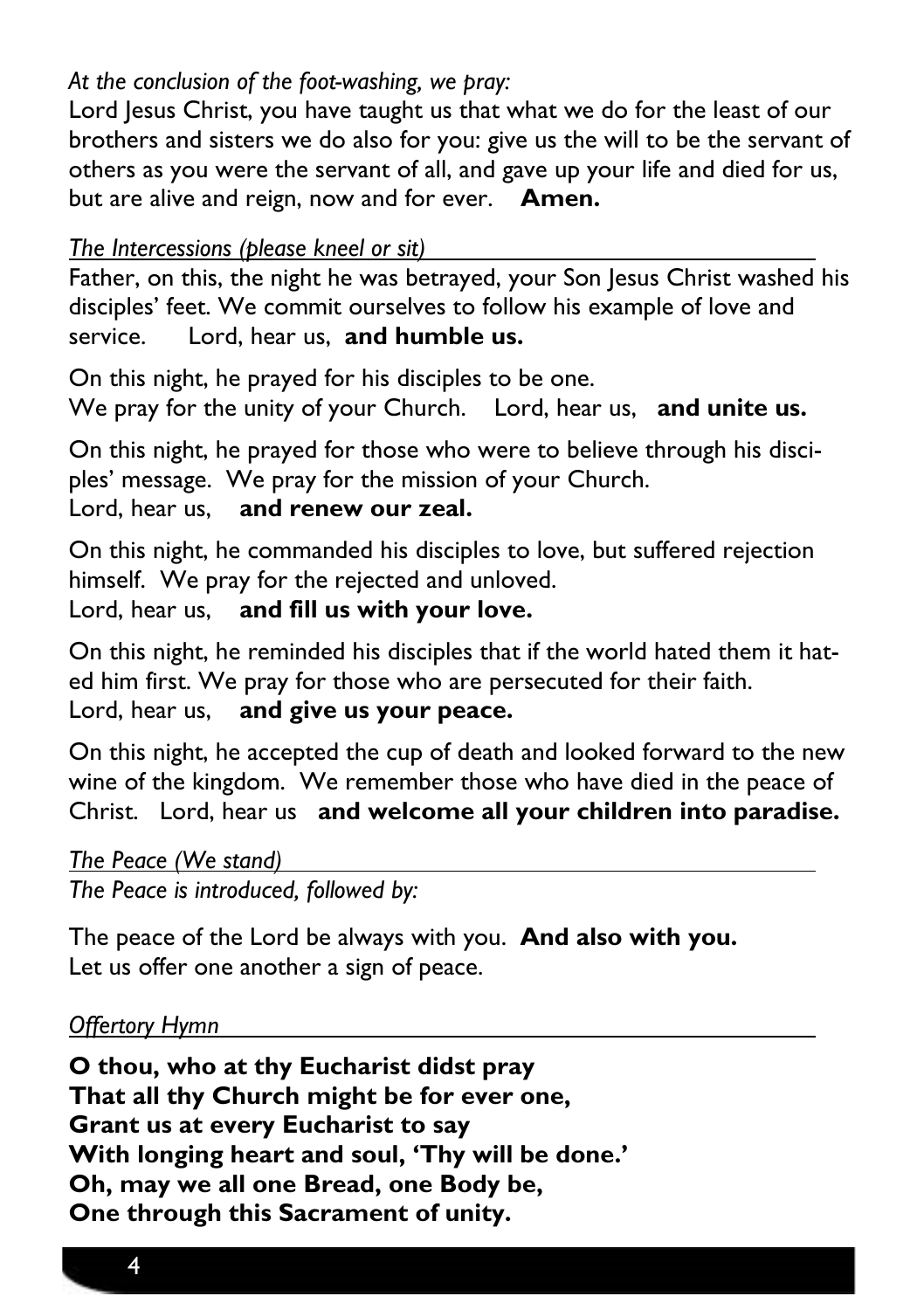*At the conclusion of the foot-washing, we pray:*

Lord Jesus Christ, you have taught us that what we do for the least of our brothers and sisters we do also for you: give us the will to be the servant of others as you were the servant of all, and gave up your life and died for us, but are alive and reign, now and for ever. **Amen.**

*The Intercessions (please kneel or sit)*

Father, on this, the night he was betrayed, your Son Jesus Christ washed his disciples' feet. We commit ourselves to follow his example of love and service. Lord, hear us, **and humble us.**

On this night, he prayed for his disciples to be one.
We pray for the unity of your Church. Lord, hear us, **and unite us.**

On this night, he prayed for those who were to believe through his disciples' message. We pray for the mission of your Church.
Lord, hear us, **and renew our zeal.**

On this night, he commanded his disciples to love, but suffered rejection himself. We pray for the rejected and unloved.
Lord, hear us, **and fill us with your love.**

On this night, he reminded his disciples that if the world hated them it hated him first. We pray for those who are persecuted for their faith.
Lord, hear us, **and give us your peace.**

On this night, he accepted the cup of death and looked forward to the new wine of the kingdom. We remember those who have died in the peace of Christ. Lord, hear us **and welcome all your children into paradise.**

*The Peace (We stand)*

*The Peace is introduced, followed by:*

The peace of the Lord be always with you. **And also with you.**
Let us offer one another a sign of peace.

*Offertory Hymn*

**O thou, who at thy Eucharist didst pray**
**That all thy Church might be for ever one,**
**Grant us at every Eucharist to say**
**With longing heart and soul, 'Thy will be done.'**
**Oh, may we all one Bread, one Body be,**
**One through this Sacrament of unity.**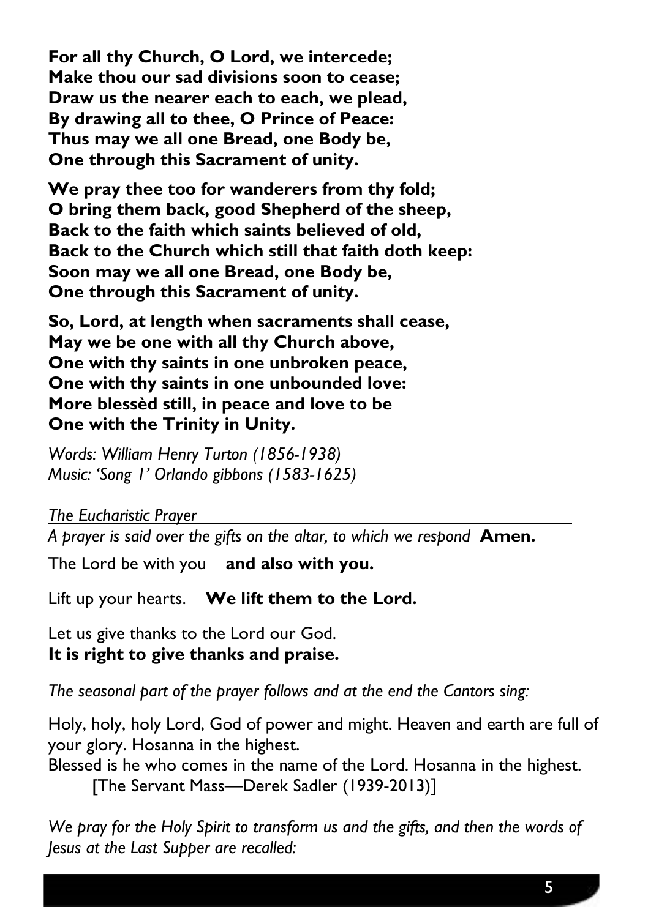**For all thy Church, O Lord, we intercede;**
**Make thou our sad divisions soon to cease;**
**Draw us the nearer each to each, we plead,**
**By drawing all to thee, O Prince of Peace:**
**Thus may we all one Bread, one Body be,**
**One through this Sacrament of unity.**

**We pray thee too for wanderers from thy fold;**
**O bring them back, good Shepherd of the sheep,**
**Back to the faith which saints believed of old,**
**Back to the Church which still that faith doth keep:**
**Soon may we all one Bread, one Body be,**
**One through this Sacrament of unity.**

**So, Lord, at length when sacraments shall cease,**
**May we be one with all thy Church above,**
**One with thy saints in one unbroken peace,**
**One with thy saints in one unbounded love:**
**More blessèd still, in peace and love to be**
**One with the Trinity in Unity.**

*Words: William Henry Turton (1856-1938)*
*Music: 'Song 1' Orlando gibbons (1583-1625)*

*The Eucharistic Prayer*

*A prayer is said over the gifts on the altar, to which we respond* **Amen.**

The Lord be with you **and also with you.**

Lift up your hearts. **We lift them to the Lord.**

Let us give thanks to the Lord our God.
**It is right to give thanks and praise.**

*The seasonal part of the prayer follows and at the end the Cantors sing:*

Holy, holy, holy Lord, God of power and might. Heaven and earth are full of your glory. Hosanna in the highest.
Blessed is he who comes in the name of the Lord. Hosanna in the highest.
[The Servant Mass—Derek Sadler (1939-2013)]

*We pray for the Holy Spirit to transform us and the gifts, and then the words of Jesus at the Last Supper are recalled:*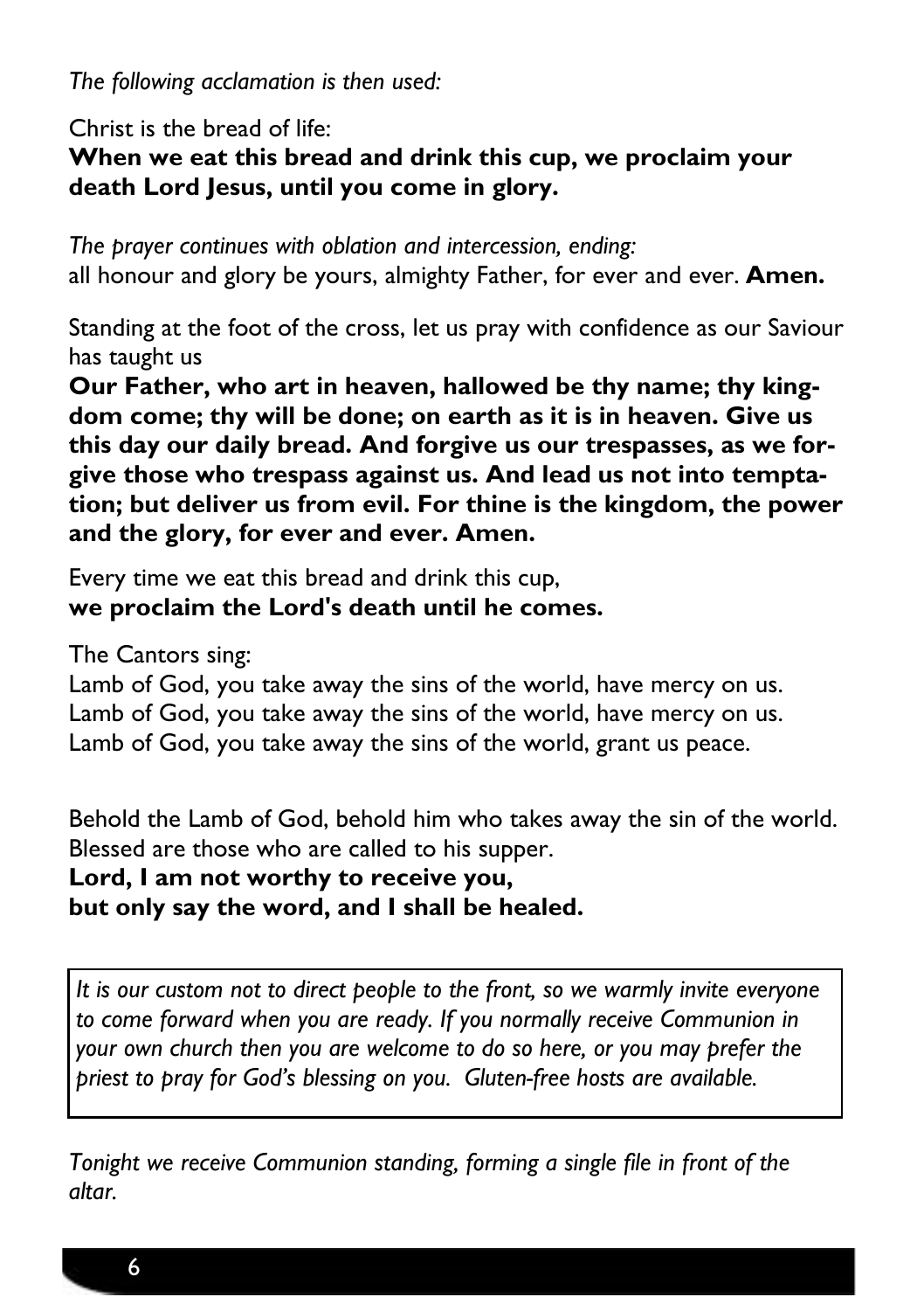*The following acclamation is then used:*

Christ is the bread of life:
**When we eat this bread and drink this cup, we proclaim your death Lord Jesus, until you come in glory.**

*The prayer continues with oblation and intercession, ending:*
all honour and glory be yours, almighty Father, for ever and ever. **Amen.**

Standing at the foot of the cross, let us pray with confidence as our Saviour has taught us
**Our Father, who art in heaven, hallowed be thy name; thy kingdom come; thy will be done; on earth as it is in heaven. Give us this day our daily bread. And forgive us our trespasses, as we forgive those who trespass against us. And lead us not into temptation; but deliver us from evil. For thine is the kingdom, the power and the glory, for ever and ever. Amen.**

Every time we eat this bread and drink this cup,
**we proclaim the Lord's death until he comes.**

The Cantors sing:
Lamb of God, you take away the sins of the world, have mercy on us.
Lamb of God, you take away the sins of the world, have mercy on us.
Lamb of God, you take away the sins of the world, grant us peace.

Behold the Lamb of God, behold him who takes away the sin of the world.
Blessed are those who are called to his supper.
**Lord, I am not worthy to receive you,**
**but only say the word, and I shall be healed.**

*It is our custom not to direct people to the front, so we warmly invite everyone to come forward when you are ready. If you normally receive Communion in your own church then you are welcome to do so here, or you may prefer the priest to pray for God's blessing on you. Gluten-free hosts are available.*

*Tonight we receive Communion standing, forming a single file in front of the altar.*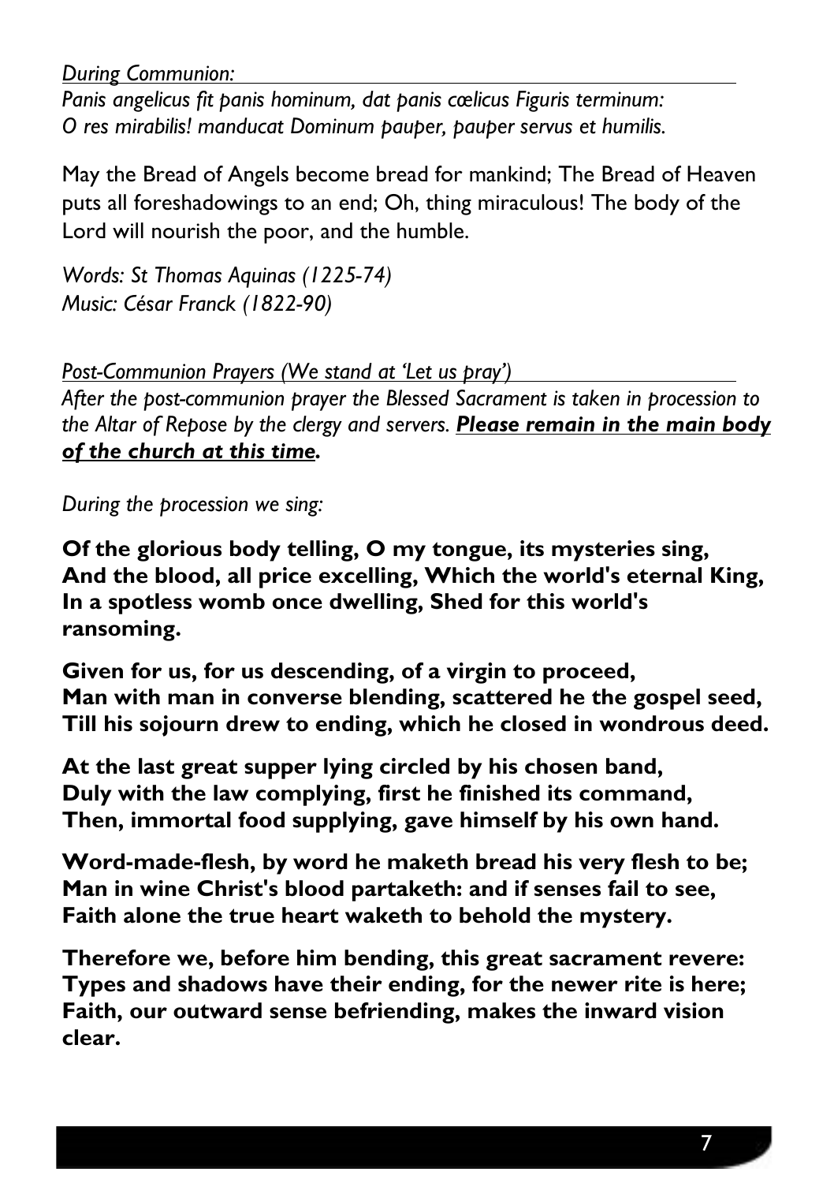*During Communion:*

*Panis angelicus fit panis hominum, dat panis cœlicus Figuris terminum:*
*O res mirabilis! manducat Dominum pauper, pauper servus et humilis.*

May the Bread of Angels become bread for mankind; The Bread of Heaven puts all foreshadowings to an end; Oh, thing miraculous! The body of the Lord will nourish the poor, and the humble.

*Words: St Thomas Aquinas (1225-74)*
*Music: César Franck (1822-90)*

*Post-Communion Prayers (We stand at 'Let us pray')*

*After the post-communion prayer the Blessed Sacrament is taken in procession to the Altar of Repose by the clergy and servers.* ***Please remain in the main body of the church at this time.***

*During the procession we sing:*

**Of the glorious body telling, O my tongue, its mysteries sing,**
**And the blood, all price excelling, Which the world's eternal King,**
**In a spotless womb once dwelling, Shed for this world's ransoming.**

**Given for us, for us descending, of a virgin to proceed,**
**Man with man in converse blending, scattered he the gospel seed,**
**Till his sojourn drew to ending, which he closed in wondrous deed.**

**At the last great supper lying circled by his chosen band,**
**Duly with the law complying, first he finished its command,**
**Then, immortal food supplying, gave himself by his own hand.**

**Word-made-flesh, by word he maketh bread his very flesh to be;**
**Man in wine Christ's blood partaketh: and if senses fail to see,**
**Faith alone the true heart waketh to behold the mystery.**

**Therefore we, before him bending, this great sacrament revere:**
**Types and shadows have their ending, for the newer rite is here;**
**Faith, our outward sense befriending, makes the inward vision clear.**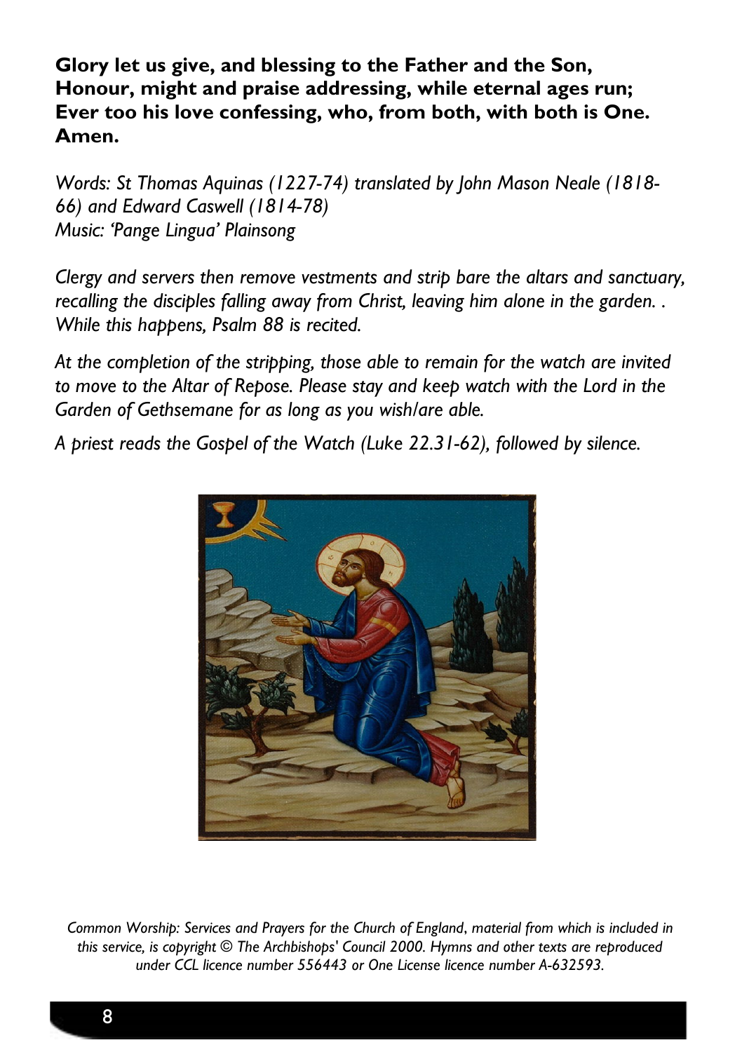**Glory let us give, and blessing to the Father and the Son,**
**Honour, might and praise addressing, while eternal ages run;**
**Ever too his love confessing, who, from both, with both is One.**
**Amen.**

*Words: St Thomas Aquinas (1227-74) translated by John Mason Neale (1818-66) and Edward Caswell (1814-78)*
*Music: 'Pange Lingua' Plainsong*

*Clergy and servers then remove vestments and strip bare the altars and sanctuary, recalling the disciples falling away from Christ, leaving him alone in the garden. . While this happens, Psalm 88 is recited.*

*At the completion of the stripping, those able to remain for the watch are invited to move to the Altar of Repose. Please stay and keep watch with the Lord in the Garden of Gethsemane for as long as you wish/are able.*

*A priest reads the Gospel of the Watch (Luke 22.31-62), followed by silence.*

*Common Worship: Services and Prayers for the Church of England, material from which is included in this service, is copyright © The Archbishops' Council 2000. Hymns and other texts are reproduced under CCL licence number 556443 or One License licence number A-632593.*